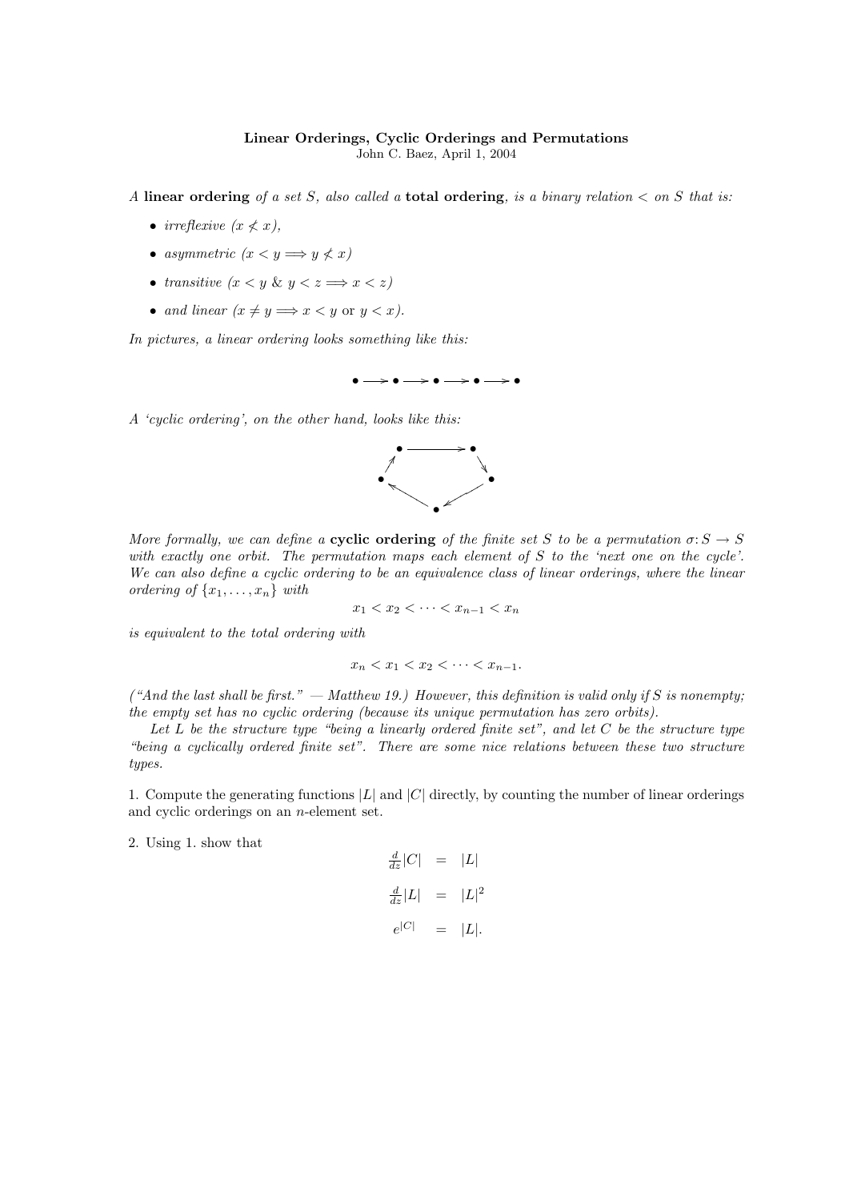**Linear Orderings, Cyclic Orderings and Permutations**

John C. Baez, April 1, 2004

*A* **linear ordering** *of a set $S$, also called a* **total ordering**, *is a binary relation $<$ on $S$ that is:*

- *irreflexive ($x \not< x$),*
- *asymmetric ($x < y \Longrightarrow y \not< x$)*
- *transitive ($x < y$ & $y < z \Longrightarrow x < z$)*
- *and linear ($x \neq y \Longrightarrow x < y$ or $y < x$).*

*In pictures, a linear ordering looks something like this:*

$$\bullet \longrightarrow \bullet \longrightarrow \bullet \longrightarrow \bullet \longrightarrow \bullet$$

*A 'cyclic ordering', on the other hand, looks like this:*

*More formally, we can define a* **cyclic ordering** *of the finite set $S$ to be a permutation $\sigma: S \to S$ with exactly one orbit. The permutation maps each element of $S$ to the 'next one on the cycle'. We can also define a cyclic ordering to be an equivalence class of linear orderings, where the linear ordering of $\{x_1, \ldots, x_n\}$ with*

$$x_1 < x_2 < \cdots < x_{n-1} < x_n$$

*is equivalent to the total ordering with*

$$x_n < x_1 < x_2 < \cdots < x_{n-1}.$$

*("And the last shall be first." — Matthew 19.) However, this definition is valid only if $S$ is nonempty; the empty set has no cyclic ordering (because its unique permutation has zero orbits).*

*Let $L$ be the structure type "being a linearly ordered finite set", and let $C$ be the structure type "being a cyclically ordered finite set". There are some nice relations between these two structure types.*

1. Compute the generating functions $|L|$ and $|C|$ directly, by counting the number of linear orderings and cyclic orderings on an $n$-element set.

2. Using 1. show that

$$\begin{aligned}
\frac{d}{dz}|C| &= |L| \\
\frac{d}{dz}|L| &= |L|^2 \\
e^{|C|} &= |L|.
\end{aligned}$$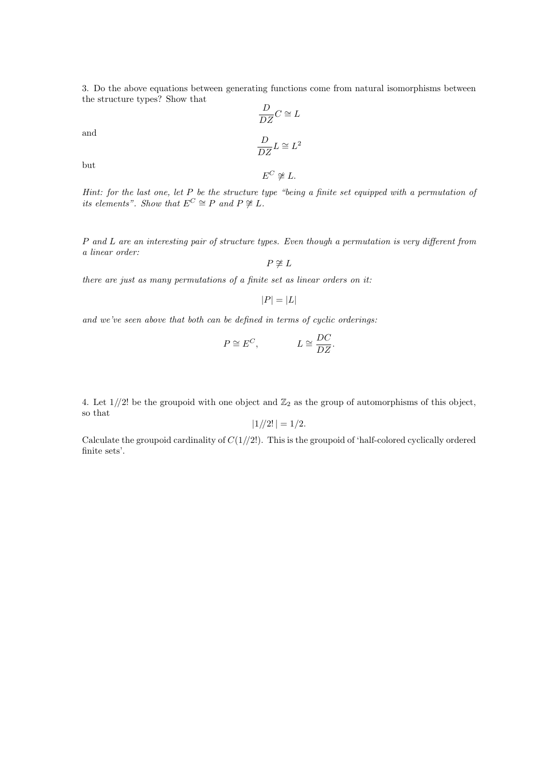3. Do the above equations between generating functions come from natural isomorphisms between the structure types? Show that

$$\frac{D}{DZ}C \cong L$$

and

$$\frac{D}{DZ}L \cong L^2$$

but

$$E^C \ncong L.$$

*Hint: for the last one, let $P$ be the structure type "being a finite set equipped with a permutation of its elements". Show that $E^C \cong P$ and $P \ncong L$.*

*$P$ and $L$ are an interesting pair of structure types. Even though a permutation is very different from a linear order:*

$$P \ncong L$$

*there are just as many permutations of a finite set as linear orders on it:*

$$|P| = |L|$$

*and we've seen above that both can be defined in terms of cyclic orderings:*

$$P \cong E^C, \qquad\qquad L \cong \frac{DC}{DZ}.$$

4. Let $1//2!$ be the groupoid with one object and $\mathbb{Z}_2$ as the group of automorphisms of this object, so that

$$|1//2!\,| = 1/2.$$

Calculate the groupoid cardinality of $C(1//2!)$. This is the groupoid of 'half-colored cyclically ordered finite sets'.